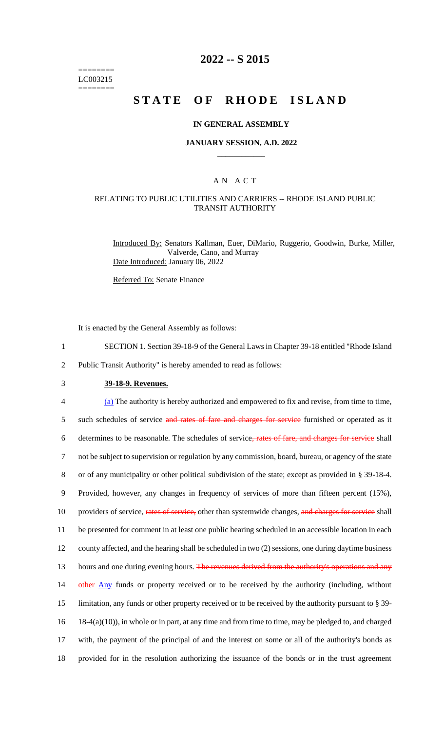# 2022 -- S 2015

========
LC003215
========

# STATE OF RHODE ISLAND

**IN GENERAL ASSEMBLY**

**JANUARY SESSION, A.D. 2022**

---

A N A C T

RELATING TO PUBLIC UTILITIES AND CARRIERS -- RHODE ISLAND PUBLIC TRANSIT AUTHORITY

Introduced By: Senators Kallman, Euer, DiMario, Ruggerio, Goodwin, Burke, Miller, Valverde, Cano, and Murray
Date Introduced: January 06, 2022

Referred To: Senate Finance

It is enacted by the General Assembly as follows:

1 SECTION 1. Section 39-18-9 of the General Laws in Chapter 39-18 entitled "Rhode Island
2 Public Transit Authority" is hereby amended to read as follows:

3 **39-18-9. Revenues.**

4 (a) The authority is hereby authorized and empowered to fix and revise, from time to time,
5 such schedules of service ~~and rates of fare and charges for service~~ furnished or operated as it
6 determines to be reasonable. The schedules of service~~, rates of fare, and charges for service~~ shall
7 not be subject to supervision or regulation by any commission, board, bureau, or agency of the state
8 or of any municipality or other political subdivision of the state; except as provided in § 39-18-4.
9 Provided, however, any changes in frequency of services of more than fifteen percent (15%),
10 providers of service, ~~rates of service,~~ other than systemwide changes, ~~and charges for service~~ shall
11 be presented for comment in at least one public hearing scheduled in an accessible location in each
12 county affected, and the hearing shall be scheduled in two (2) sessions, one during daytime business
13 hours and one during evening hours. ~~The revenues derived from the authority's operations and any~~
14 ~~other~~ Any funds or property received or to be received by the authority (including, without
15 limitation, any funds or other property received or to be received by the authority pursuant to § 39-
16 18-4(a)(10)), in whole or in part, at any time and from time to time, may be pledged to, and charged
17 with, the payment of the principal of and the interest on some or all of the authority's bonds as
18 provided for in the resolution authorizing the issuance of the bonds or in the trust agreement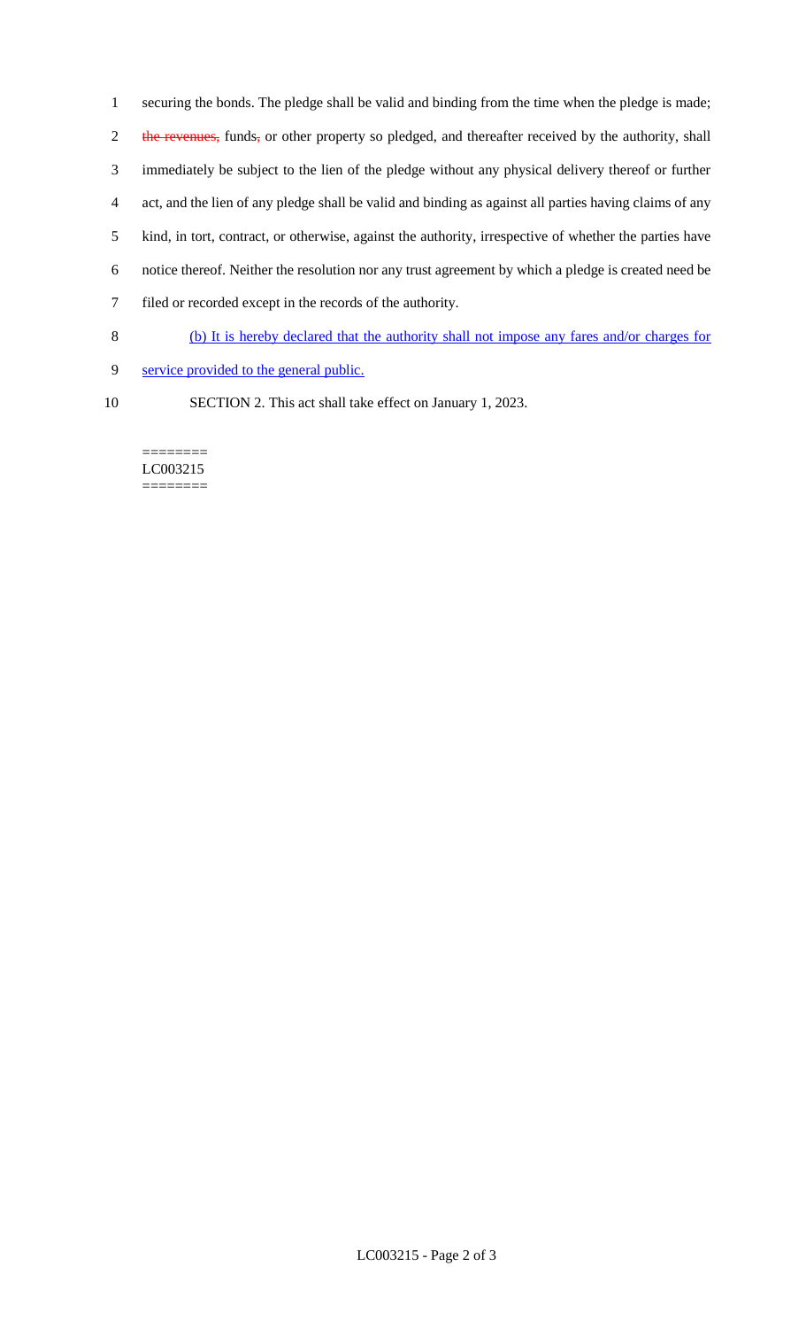securing the bonds. The pledge shall be valid and binding from the time when the pledge is made; ~~the revenues,~~ funds~~,~~ or other property so pledged, and thereafter received by the authority, shall immediately be subject to the lien of the pledge without any physical delivery thereof or further act, and the lien of any pledge shall be valid and binding as against all parties having claims of any kind, in tort, contract, or otherwise, against the authority, irrespective of whether the parties have notice thereof. Neither the resolution nor any trust agreement by which a pledge is created need be filed or recorded except in the records of the authority.

(b) It is hereby declared that the authority shall not impose any fares and/or charges for service provided to the general public.

SECTION 2. This act shall take effect on January 1, 2023.

========
LC003215
========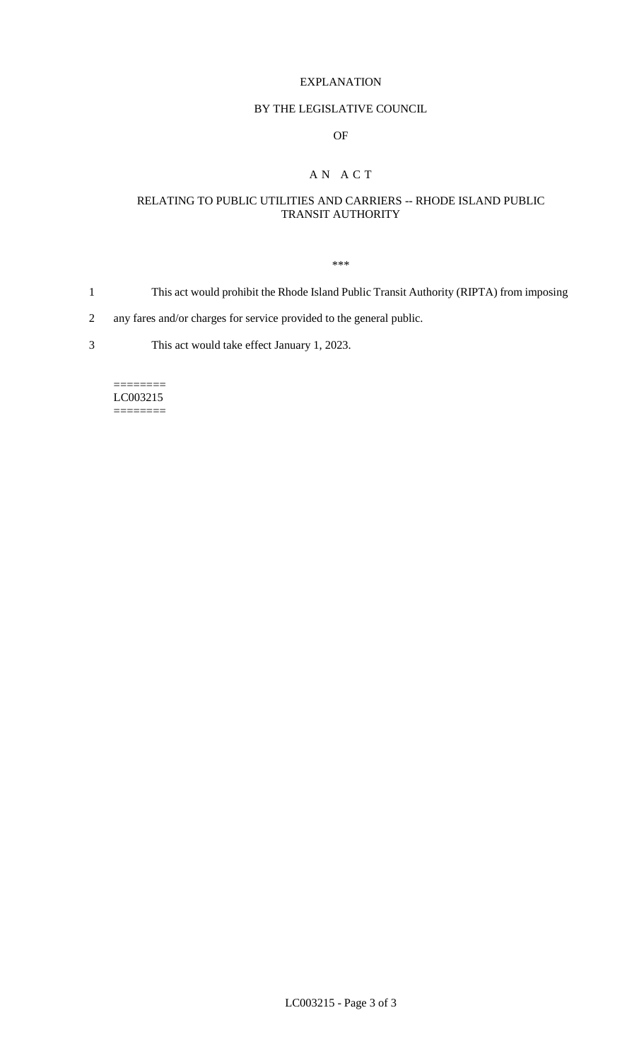EXPLANATION

BY THE LEGISLATIVE COUNCIL

OF

A N A C T

RELATING TO PUBLIC UTILITIES AND CARRIERS -- RHODE ISLAND PUBLIC TRANSIT AUTHORITY

\*\*\*

1 This act would prohibit the Rhode Island Public Transit Authority (RIPTA) from imposing
2 any fares and/or charges for service provided to the general public.
3 This act would take effect January 1, 2023.

========
LC003215
========